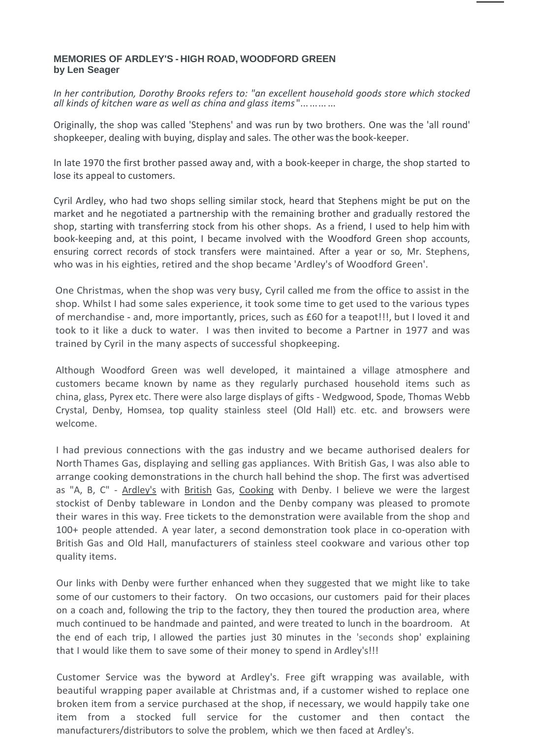**MEMORIES OF ARDLEY'S - HIGH ROAD, WOODFORD GREEN**
**by Len Seager**

*In her contribution, Dorothy Brooks refers to: "an excellent household goods store which stocked all kinds of kitchen ware as well as china and glass items"*…………

Originally, the shop was called 'Stephens' and was run by two brothers. One was the 'all round' shopkeeper, dealing with buying, display and sales. The other was the book-keeper.

In late 1970 the first brother passed away and, with a book-keeper in charge, the shop started to lose its appeal to customers.

Cyril Ardley, who had two shops selling similar stock, heard that Stephens might be put on the market and he negotiated a partnership with the remaining brother and gradually restored the shop, starting with transferring stock from his other shops. As a friend, I used to help him with book-keeping and, at this point, I became involved with the Woodford Green shop accounts, ensuring correct records of stock transfers were maintained. After a year or so, Mr. Stephens, who was in his eighties, retired and the shop became 'Ardley's of Woodford Green'.

One Christmas, when the shop was very busy, Cyril called me from the office to assist in the shop. Whilst I had some sales experience, it took some time to get used to the various types of merchandise - and, more importantly, prices, such as £60 for a teapot!!!, but I loved it and took to it like a duck to water. I was then invited to become a Partner in 1977 and was trained by Cyril in the many aspects of successful shopkeeping.

Although Woodford Green was well developed, it maintained a village atmosphere and customers became known by name as they regularly purchased household items such as china, glass, Pyrex etc. There were also large displays of gifts - Wedgwood, Spode, Thomas Webb Crystal, Denby, Homsea, top quality stainless steel (Old Hall) etc. etc. and browsers were welcome.

I had previous connections with the gas industry and we became authorised dealers for North Thames Gas, displaying and selling gas appliances. With British Gas, I was also able to arrange cooking demonstrations in the church hall behind the shop. The first was advertised as "A, B, C" - Ardley's with British Gas, Cooking with Denby. I believe we were the largest stockist of Denby tableware in London and the Denby company was pleased to promote their wares in this way. Free tickets to the demonstration were available from the shop and 100+ people attended. A year later, a second demonstration took place in co-operation with British Gas and Old Hall, manufacturers of stainless steel cookware and various other top quality items.

Our links with Denby were further enhanced when they suggested that we might like to take some of our customers to their factory. On two occasions, our customers paid for their places on a coach and, following the trip to the factory, they then toured the production area, where much continued to be handmade and painted, and were treated to lunch in the boardroom. At the end of each trip, I allowed the parties just 30 minutes in the 'seconds shop' explaining that I would like them to save some of their money to spend in Ardley's!!!

Customer Service was the byword at Ardley's. Free gift wrapping was available, with beautiful wrapping paper available at Christmas and, if a customer wished to replace one broken item from a service purchased at the shop, if necessary, we would happily take one item from a stocked full service for the customer and then contact the manufacturers/distributors to solve the problem, which we then faced at Ardley's.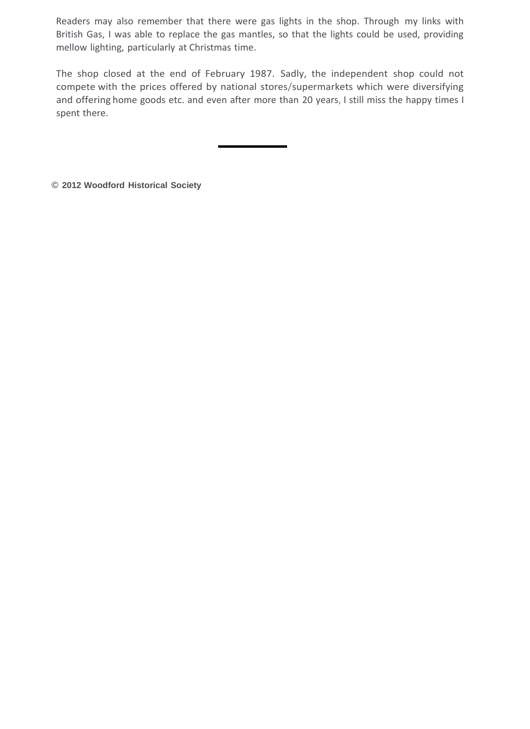Readers may also remember that there were gas lights in the shop. Through my links with British Gas, I was able to replace the gas mantles, so that the lights could be used, providing mellow lighting, particularly at Christmas time.

The shop closed at the end of February 1987. Sadly, the independent shop could not compete with the prices offered by national stores/supermarkets which were diversifying and offering home goods etc. and even after more than 20 years, I still miss the happy times I spent there.

---

© **2012 Woodford Historical Society**